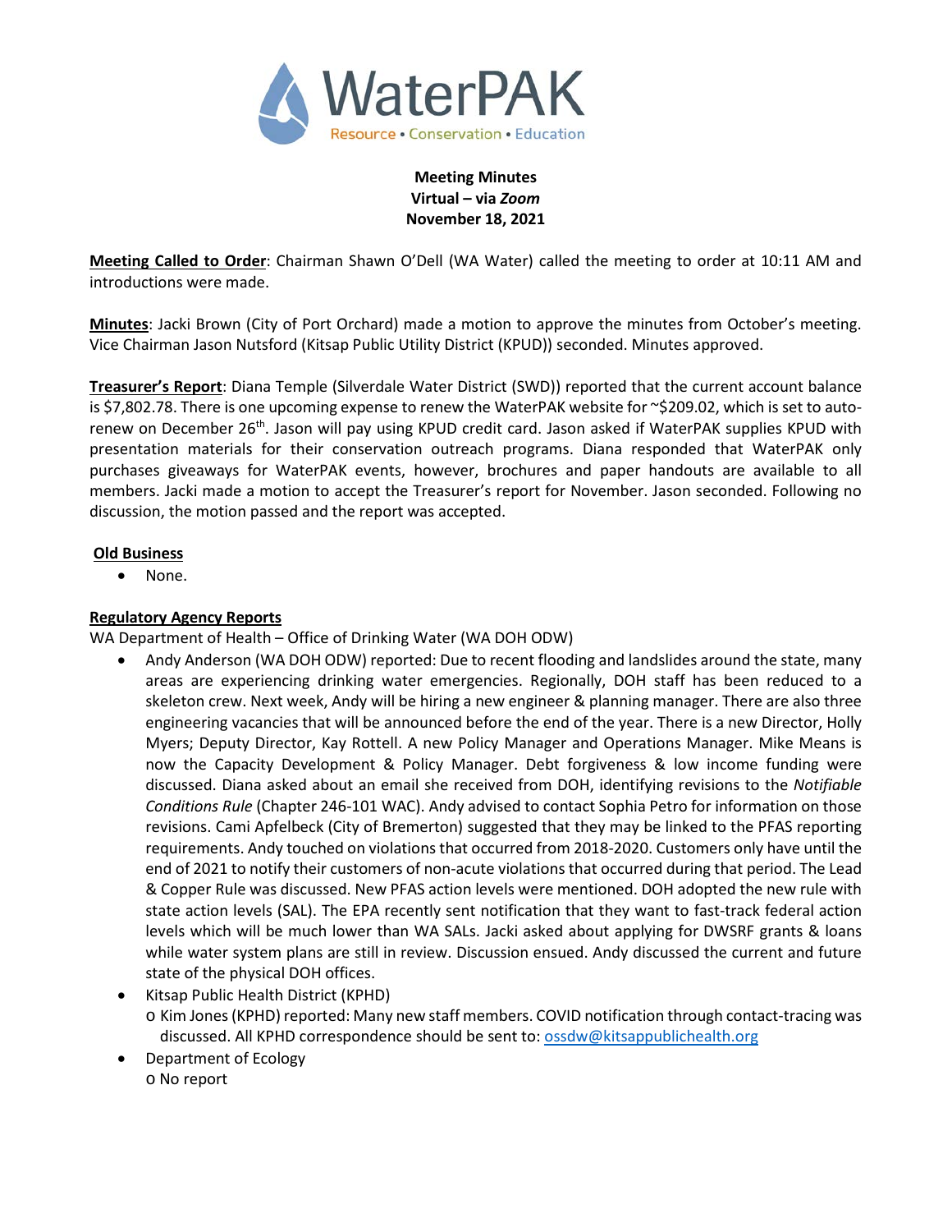WaterPAK

Resource • Conservation • Education

**Meeting Minutes**
**Virtual – via *Zoom***
**November 18, 2021**

**Meeting Called to Order**: Chairman Shawn O'Dell (WA Water) called the meeting to order at 10:11 AM and introductions were made.

**Minutes**: Jacki Brown (City of Port Orchard) made a motion to approve the minutes from October's meeting. Vice Chairman Jason Nutsford (Kitsap Public Utility District (KPUD)) seconded. Minutes approved.

**Treasurer's Report**: Diana Temple (Silverdale Water District (SWD)) reported that the current account balance is $7,802.78. There is one upcoming expense to renew the WaterPAK website for ~$209.02, which is set to auto-renew on December 26th. Jason will pay using KPUD credit card. Jason asked if WaterPAK supplies KPUD with presentation materials for their conservation outreach programs. Diana responded that WaterPAK only purchases giveaways for WaterPAK events, however, brochures and paper handouts are available to all members. Jacki made a motion to accept the Treasurer's report for November. Jason seconded. Following no discussion, the motion passed and the report was accepted.

**Old Business**

- None.

**Regulatory Agency Reports**

WA Department of Health – Office of Drinking Water (WA DOH ODW)

- Andy Anderson (WA DOH ODW) reported: Due to recent flooding and landslides around the state, many areas are experiencing drinking water emergencies. Regionally, DOH staff has been reduced to a skeleton crew. Next week, Andy will be hiring a new engineer & planning manager. There are also three engineering vacancies that will be announced before the end of the year. There is a new Director, Holly Myers; Deputy Director, Kay Rottell. A new Policy Manager and Operations Manager. Mike Means is now the Capacity Development & Policy Manager. Debt forgiveness & low income funding were discussed. Diana asked about an email she received from DOH, identifying revisions to the *Notifiable Conditions Rule* (Chapter 246-101 WAC). Andy advised to contact Sophia Petro for information on those revisions. Cami Apfelbeck (City of Bremerton) suggested that they may be linked to the PFAS reporting requirements. Andy touched on violations that occurred from 2018-2020. Customers only have until the end of 2021 to notify their customers of non-acute violations that occurred during that period. The Lead & Copper Rule was discussed. New PFAS action levels were mentioned. DOH adopted the new rule with state action levels (SAL). The EPA recently sent notification that they want to fast-track federal action levels which will be much lower than WA SALs. Jacki asked about applying for DWSRF grants & loans while water system plans are still in review. Discussion ensued. Andy discussed the current and future state of the physical DOH offices.
- Kitsap Public Health District (KPHD)
  - Kim Jones (KPHD) reported: Many new staff members. COVID notification through contact-tracing was discussed. All KPHD correspondence should be sent to: ossdw@kitsappublichealth.org
- Department of Ecology
  - No report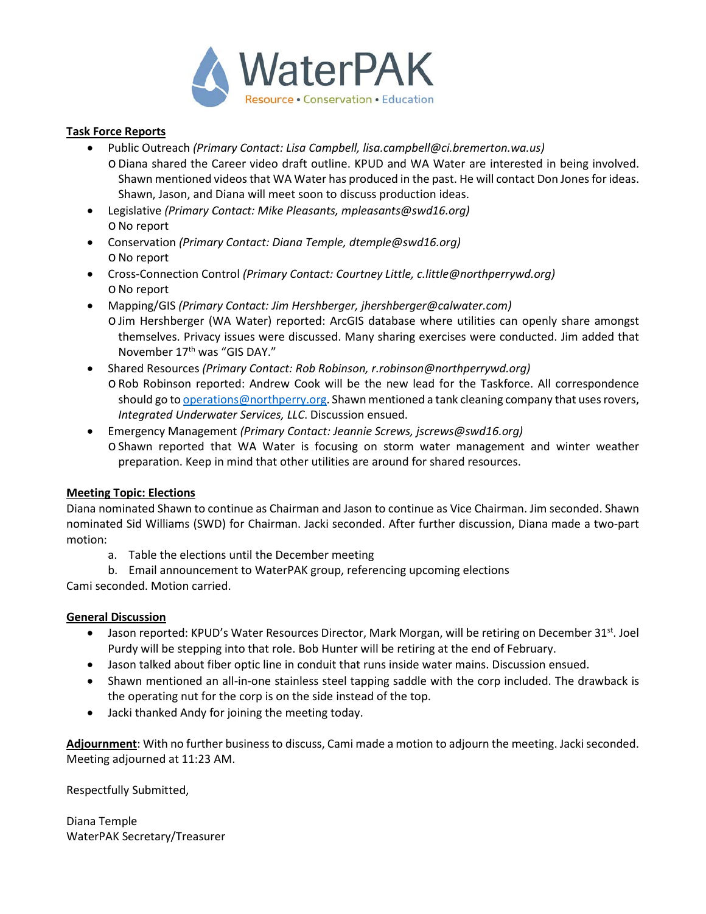WaterPAK

Resource • Conservation • Education

**Task Force Reports**

- Public Outreach *(Primary Contact: Lisa Campbell, lisa.campbell@ci.bremerton.wa.us)*
  - Diana shared the Career video draft outline. KPUD and WA Water are interested in being involved. Shawn mentioned videos that WA Water has produced in the past. He will contact Don Jones for ideas. Shawn, Jason, and Diana will meet soon to discuss production ideas.
- Legislative *(Primary Contact: Mike Pleasants, mpleasants@swd16.org)*
  - No report
- Conservation *(Primary Contact: Diana Temple, dtemple@swd16.org)*
  - No report
- Cross-Connection Control *(Primary Contact: Courtney Little, c.little@northperrywd.org)*
  - No report
- Mapping/GIS *(Primary Contact: Jim Hershberger, jhershberger@calwater.com)*
  - Jim Hershberger (WA Water) reported: ArcGIS database where utilities can openly share amongst themselves. Privacy issues were discussed. Many sharing exercises were conducted. Jim added that November 17th was "GIS DAY."
- Shared Resources *(Primary Contact: Rob Robinson, r.robinson@northperrywd.org)*
  - Rob Robinson reported: Andrew Cook will be the new lead for the Taskforce. All correspondence should go to operations@northperry.org. Shawn mentioned a tank cleaning company that uses rovers, *Integrated Underwater Services, LLC*. Discussion ensued.
- Emergency Management *(Primary Contact: Jeannie Screws, jscrews@swd16.org)*
  - Shawn reported that WA Water is focusing on storm water management and winter weather preparation. Keep in mind that other utilities are around for shared resources.

**Meeting Topic: Elections**

Diana nominated Shawn to continue as Chairman and Jason to continue as Vice Chairman. Jim seconded. Shawn nominated Sid Williams (SWD) for Chairman. Jacki seconded. After further discussion, Diana made a two-part motion:

a. Table the elections until the December meeting
b. Email announcement to WaterPAK group, referencing upcoming elections

Cami seconded. Motion carried.

**General Discussion**

- Jason reported: KPUD's Water Resources Director, Mark Morgan, will be retiring on December 31st. Joel Purdy will be stepping into that role. Bob Hunter will be retiring at the end of February.
- Jason talked about fiber optic line in conduit that runs inside water mains. Discussion ensued.
- Shawn mentioned an all-in-one stainless steel tapping saddle with the corp included. The drawback is the operating nut for the corp is on the side instead of the top.
- Jacki thanked Andy for joining the meeting today.

**Adjournment**: With no further business to discuss, Cami made a motion to adjourn the meeting. Jacki seconded. Meeting adjourned at 11:23 AM.

Respectfully Submitted,

Diana Temple
WaterPAK Secretary/Treasurer